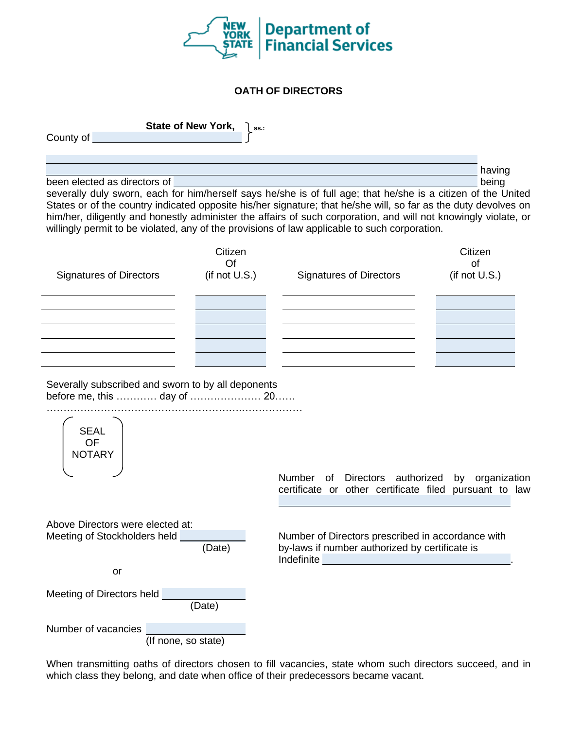New York State Department of Financial Services

## OATH OF DIRECTORS

**State of New York,** } ss.:
County of ______________________

______________________________________________________________________

______________________________________________________________________ having been elected as directors of ______________________________________________ being severally duly sworn, each for him/herself says he/she is of full age; that he/she is a citizen of the United States or of the country indicated opposite his/her signature; that he/she will, so far as the duty devolves on him/her, diligently and honestly administer the affairs of such corporation, and will not knowingly violate, or willingly permit to be violated, any of the provisions of law applicable to such corporation.

| Signatures of Directors | Citizen Of (if not U.S.) | Signatures of Directors | Citizen of (if not U.S.) |
|---|---|---|---|
| | | | |
| | | | |
| | | | |
| | | | |
| | | | |

Severally subscribed and sworn to by all deponents before me, this ………… day of ………………… 20……

…………………………………………………………………

SEAL OF NOTARY

Number of Directors authorized by organization certificate or other certificate filed pursuant to law ______________________

Above Directors were elected at:
Meeting of Stockholders held ______________
(Date)

or

Meeting of Directors held ______________
(Date)

Number of vacancies ______________
(If none, so state)

Number of Directors prescribed in accordance with by-laws if number authorized by certificate is Indefinite ______________________.

When transmitting oaths of directors chosen to fill vacancies, state whom such directors succeed, and in which class they belong, and date when office of their predecessors became vacant.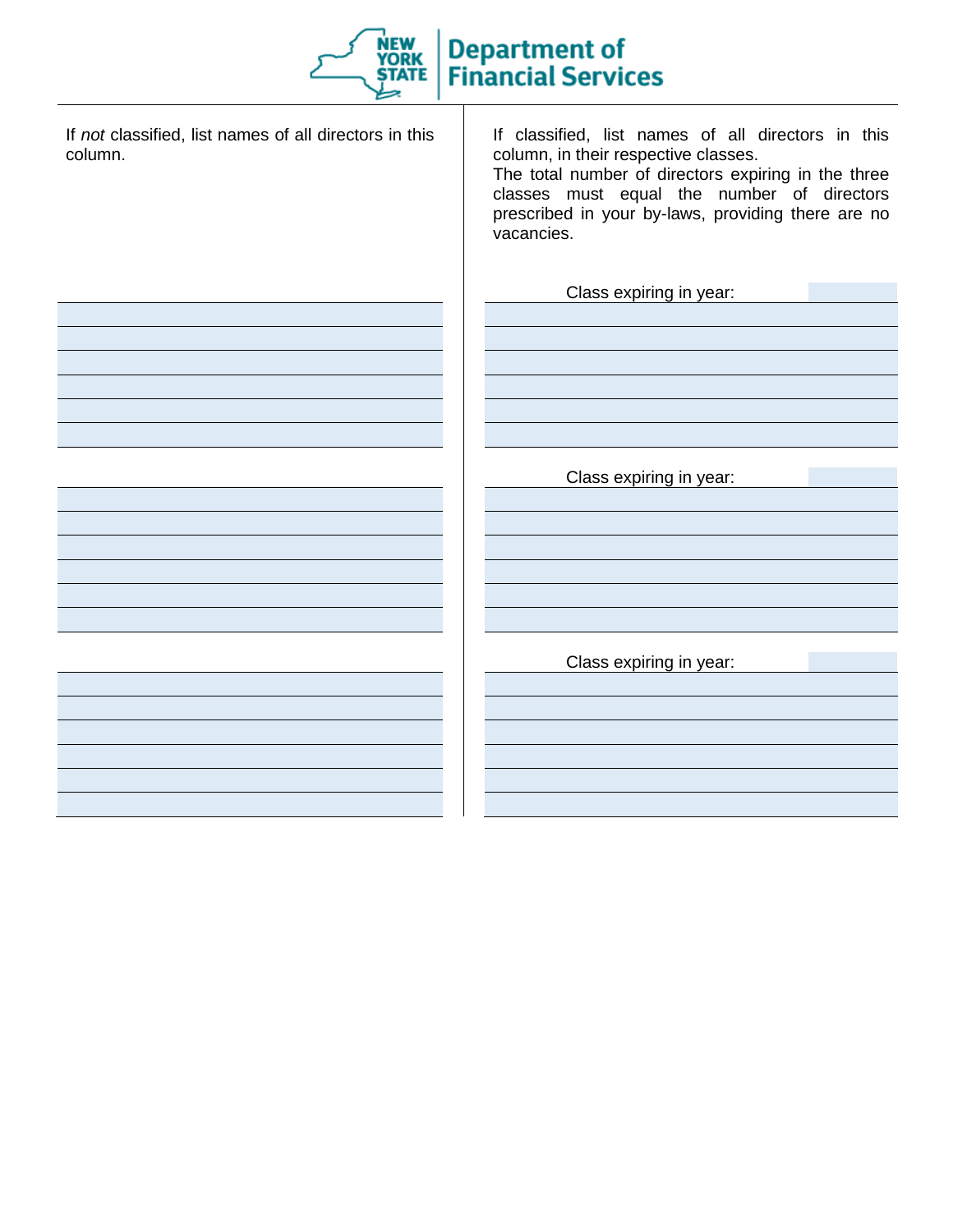New York State Department of Financial Services

If *not* classified, list names of all directors in this column.

If classified, list names of all directors in this column, in their respective classes.
The total number of directors expiring in the three classes must equal the number of directors prescribed in your by-laws, providing there are no vacancies.

Class expiring in year:

Class expiring in year:

Class expiring in year: